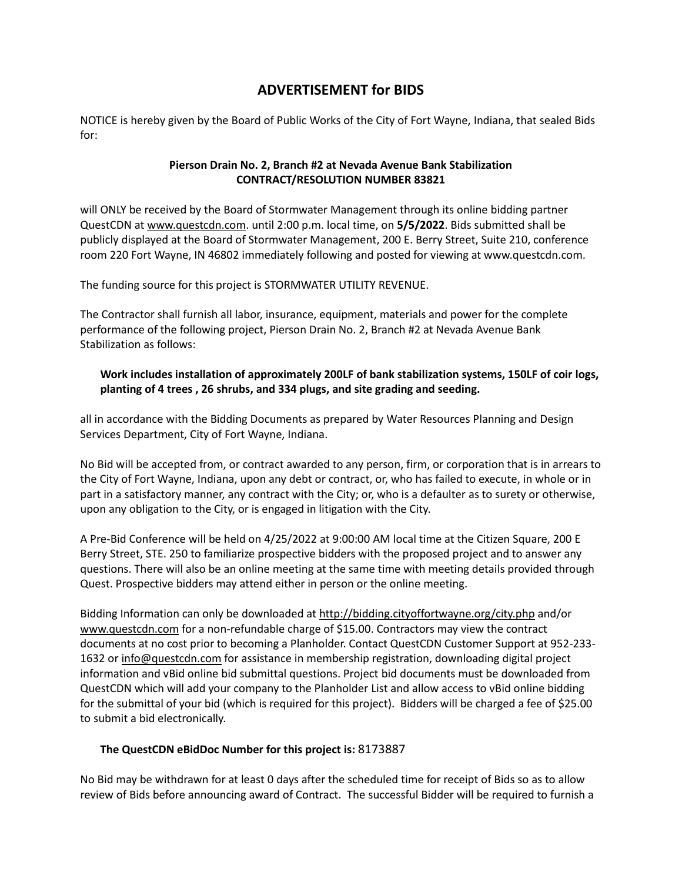# ADVERTISEMENT for BIDS

NOTICE is hereby given by the Board of Public Works of the City of Fort Wayne, Indiana, that sealed Bids for:

**Pierson Drain No. 2, Branch #2 at Nevada Avenue Bank Stabilization**
**CONTRACT/RESOLUTION NUMBER 83821**

will ONLY be received by the Board of Stormwater Management through its online bidding partner QuestCDN at www.questcdn.com. until 2:00 p.m. local time, on **5/5/2022**. Bids submitted shall be publicly displayed at the Board of Stormwater Management, 200 E. Berry Street, Suite 210, conference room 220 Fort Wayne, IN 46802 immediately following and posted for viewing at www.questcdn.com.

The funding source for this project is STORMWATER UTILITY REVENUE.

The Contractor shall furnish all labor, insurance, equipment, materials and power for the complete performance of the following project, Pierson Drain No. 2, Branch #2 at Nevada Avenue Bank Stabilization as follows:

**Work includes installation of approximately 200LF of bank stabilization systems, 150LF of coir logs, planting of 4 trees , 26 shrubs, and 334 plugs, and site grading and seeding.**

all in accordance with the Bidding Documents as prepared by Water Resources Planning and Design Services Department, City of Fort Wayne, Indiana.

No Bid will be accepted from, or contract awarded to any person, firm, or corporation that is in arrears to the City of Fort Wayne, Indiana, upon any debt or contract, or, who has failed to execute, in whole or in part in a satisfactory manner, any contract with the City; or, who is a defaulter as to surety or otherwise, upon any obligation to the City, or is engaged in litigation with the City.

A Pre-Bid Conference will be held on 4/25/2022 at 9:00:00 AM local time at the Citizen Square, 200 E Berry Street, STE. 250 to familiarize prospective bidders with the proposed project and to answer any questions. There will also be an online meeting at the same time with meeting details provided through Quest. Prospective bidders may attend either in person or the online meeting.

Bidding Information can only be downloaded at http://bidding.cityoffortwayne.org/city.php and/or www.questcdn.com for a non-refundable charge of $15.00. Contractors may view the contract documents at no cost prior to becoming a Planholder. Contact QuestCDN Customer Support at 952-233-1632 or info@questcdn.com for assistance in membership registration, downloading digital project information and vBid online bid submittal questions. Project bid documents must be downloaded from QuestCDN which will add your company to the Planholder List and allow access to vBid online bidding for the submittal of your bid (which is required for this project). Bidders will be charged a fee of $25.00 to submit a bid electronically.

**The QuestCDN eBidDoc Number for this project is:** 8173887

No Bid may be withdrawn for at least 0 days after the scheduled time for receipt of Bids so as to allow review of Bids before announcing award of Contract. The successful Bidder will be required to furnish a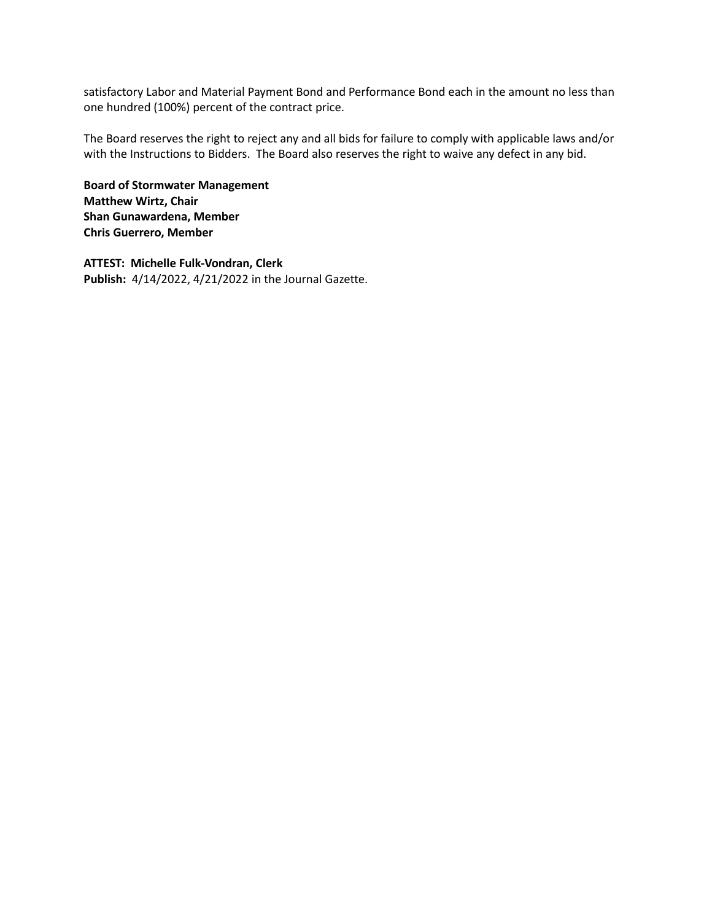satisfactory Labor and Material Payment Bond and Performance Bond each in the amount no less than one hundred (100%) percent of the contract price.

The Board reserves the right to reject any and all bids for failure to comply with applicable laws and/or with the Instructions to Bidders. The Board also reserves the right to waive any defect in any bid.

**Board of Stormwater Management**
**Matthew Wirtz, Chair**
**Shan Gunawardena, Member**
**Chris Guerrero, Member**

**ATTEST: Michelle Fulk-Vondran, Clerk**
**Publish:** 4/14/2022, 4/21/2022 in the Journal Gazette.